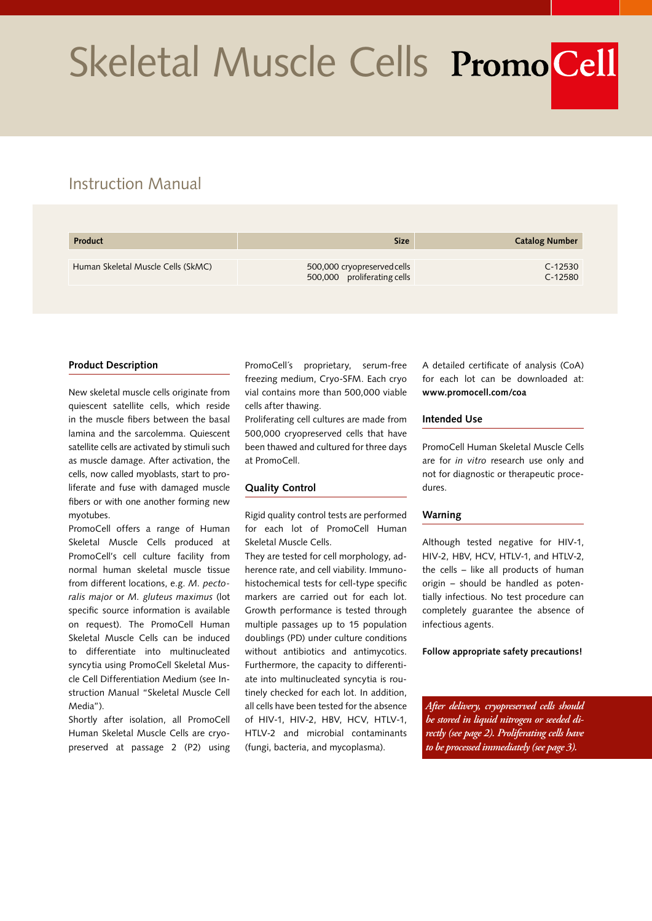# Skeletal Muscle Cells PromoCell

## Instruction Manual

| Product | Size | Catalog Number |
|---|---|---|
| Human Skeletal Muscle Cells (SkMC) | 500,000 cryopreserved cells<br>500,000 proliferating cells | C-12530<br>C-12580 |

### Product Description

New skeletal muscle cells originate from quiescent satellite cells, which reside in the muscle fibers between the basal lamina and the sarcolemma. Quiescent satellite cells are activated by stimuli such as muscle damage. After activation, the cells, now called myoblasts, start to proliferate and fuse with damaged muscle fibers or with one another forming new myotubes.

PromoCell offers a range of Human Skeletal Muscle Cells produced at PromoCell's cell culture facility from normal human skeletal muscle tissue from different locations, e.g. *M. pectoralis major* or *M. gluteus maximus* (lot specific source information is available on request). The PromoCell Human Skeletal Muscle Cells can be induced to differentiate into multinucleated syncytia using PromoCell Skeletal Muscle Cell Differentiation Medium (see Instruction Manual "Skeletal Muscle Cell Media").

Shortly after isolation, all PromoCell Human Skeletal Muscle Cells are cryopreserved at passage 2 (P2) using PromoCell´s proprietary, serum-free freezing medium, Cryo-SFM. Each cryo vial contains more than 500,000 viable cells after thawing.

Proliferating cell cultures are made from 500,000 cryopreserved cells that have been thawed and cultured for three days at PromoCell.

### Quality Control

Rigid quality control tests are performed for each lot of PromoCell Human Skeletal Muscle Cells.

They are tested for cell morphology, adherence rate, and cell viability. Immunohistochemical tests for cell-type specific markers are carried out for each lot. Growth performance is tested through multiple passages up to 15 population doublings (PD) under culture conditions without antibiotics and antimycotics. Furthermore, the capacity to differentiate into multinucleated syncytia is routinely checked for each lot. In addition, all cells have been tested for the absence of HIV-1, HIV-2, HBV, HCV, HTLV-1, HTLV-2 and microbial contaminants (fungi, bacteria, and mycoplasma).

A detailed certificate of analysis (CoA) for each lot can be downloaded at: **www.promocell.com/coa**

### Intended Use

PromoCell Human Skeletal Muscle Cells are for *in vitro* research use only and not for diagnostic or therapeutic procedures.

### Warning

Although tested negative for HIV-1, HIV-2, HBV, HCV, HTLV-1, and HTLV-2, the cells – like all products of human origin – should be handled as potentially infectious. No test procedure can completely guarantee the absence of infectious agents.

**Follow appropriate safety precautions!**

*After delivery, cryopreserved cells should be stored in liquid nitrogen or seeded directly (see page 2). Proliferating cells have to be processed immediately (see page 3).*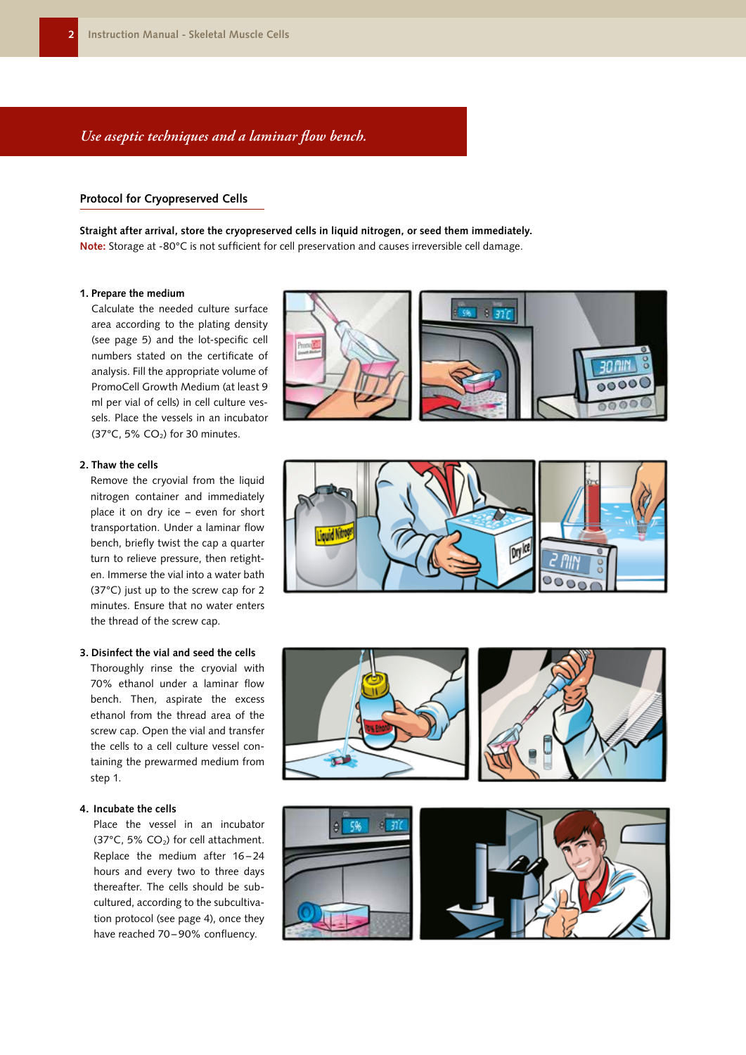*Use aseptic techniques and a laminar flow bench.*

## Protocol for Cryopreserved Cells

**Straight after arrival, store the cryopreserved cells in liquid nitrogen, or seed them immediately.**
**Note:** Storage at -80°C is not sufficient for cell preservation and causes irreversible cell damage.

**1. Prepare the medium**

Calculate the needed culture surface area according to the plating density (see page 5) and the lot-specific cell numbers stated on the certificate of analysis. Fill the appropriate volume of PromoCell Growth Medium (at least 9 ml per vial of cells) in cell culture vessels. Place the vessels in an incubator (37°C, 5% $CO_2$) for 30 minutes.

**2. Thaw the cells**

Remove the cryovial from the liquid nitrogen container and immediately place it on dry ice – even for short transportation. Under a laminar flow bench, briefly twist the cap a quarter turn to relieve pressure, then retighten. Immerse the vial into a water bath (37°C) just up to the screw cap for 2 minutes. Ensure that no water enters the thread of the screw cap.

**3. Disinfect the vial and seed the cells**

Thoroughly rinse the cryovial with 70% ethanol under a laminar flow bench. Then, aspirate the excess ethanol from the thread area of the screw cap. Open the vial and transfer the cells to a cell culture vessel containing the prewarmed medium from step 1.

**4. Incubate the cells**

Place the vessel in an incubator (37°C, 5% $CO_2$) for cell attachment. Replace the medium after 16 – 24 hours and every two to three days thereafter. The cells should be subcultured, according to the subcultivation protocol (see page 4), once they have reached 70 – 90% confluency.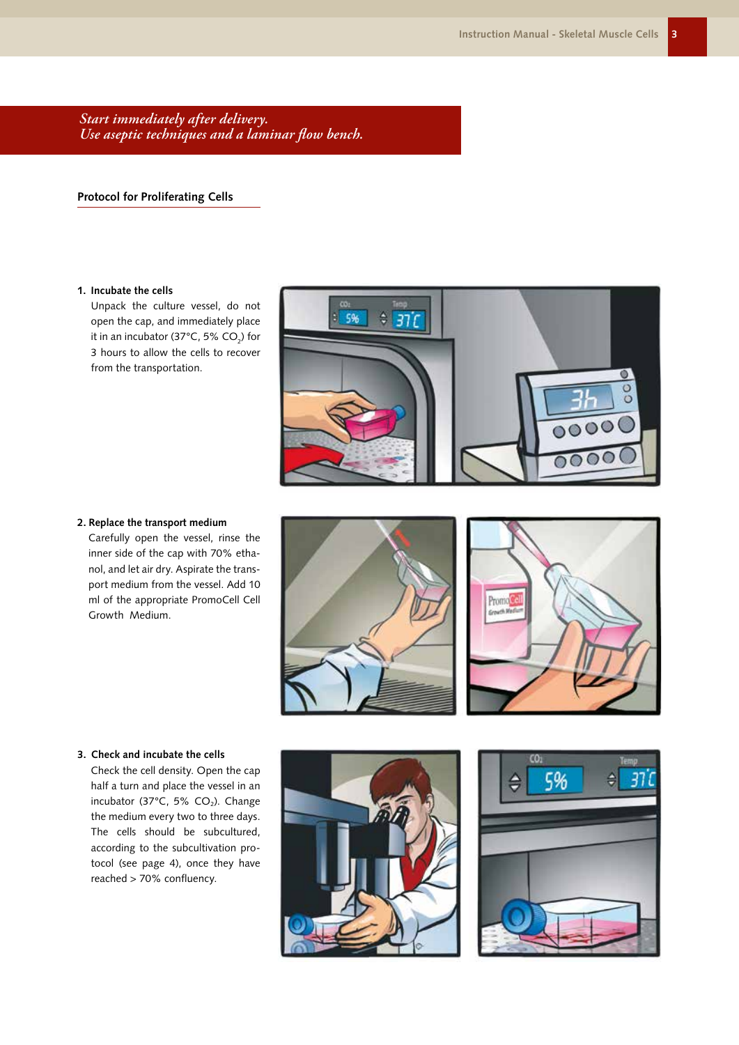*Start immediately after delivery.*
*Use aseptic techniques and a laminar flow bench.*

## Protocol for Proliferating Cells

**1. Incubate the cells**

Unpack the culture vessel, do not open the cap, and immediately place it in an incubator (37°C, 5% $CO_2$) for 3 hours to allow the cells to recover from the transportation.

**2. Replace the transport medium**

Carefully open the vessel, rinse the inner side of the cap with 70% ethanol, and let air dry. Aspirate the transport medium from the vessel. Add 10 ml of the appropriate PromoCell Cell Growth Medium.

**3. Check and incubate the cells**

Check the cell density. Open the cap half a turn and place the vessel in an incubator (37°C, 5% $CO_2$). Change the medium every two to three days. The cells should be subcultured, according to the subcultivation protocol (see page 4), once they have reached > 70% confluency.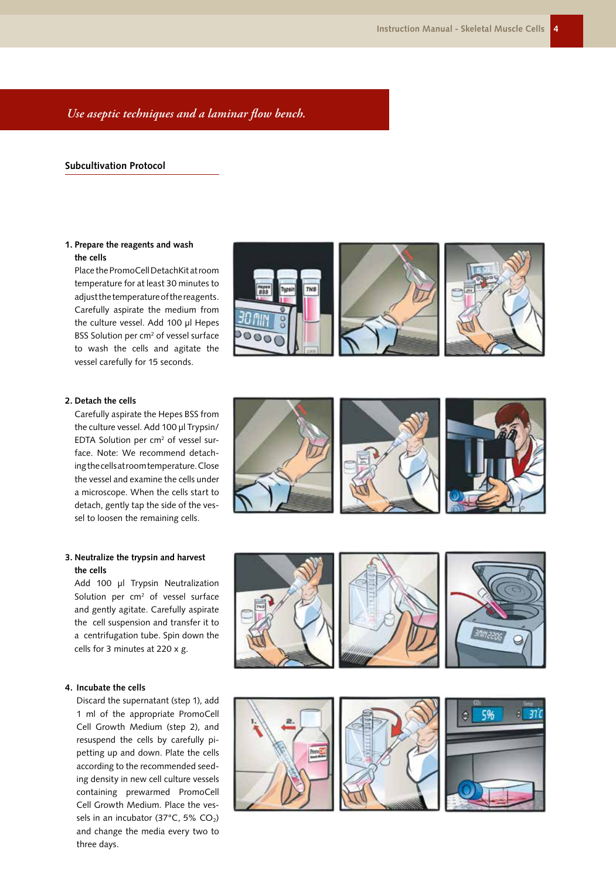*Use aseptic techniques and a laminar flow bench.*

## Subcultivation Protocol

**1. Prepare the reagents and wash the cells**

Place the PromoCell DetachKit at room temperature for at least 30 minutes to adjust the temperature of the reagents. Carefully aspirate the medium from the culture vessel. Add 100 µl Hepes BSS Solution per cm² of vessel surface to wash the cells and agitate the vessel carefully for 15 seconds.

**2. Detach the cells**

Carefully aspirate the Hepes BSS from the culture vessel. Add 100 µl Trypsin/EDTA Solution per cm² of vessel surface. Note: We recommend detaching the cells at room temperature. Close the vessel and examine the cells under a microscope. When the cells start to detach, gently tap the side of the vessel to loosen the remaining cells.

**3. Neutralize the trypsin and harvest the cells**

Add 100 µl Trypsin Neutralization Solution per cm² of vessel surface and gently agitate. Carefully aspirate the cell suspension and transfer it to a centrifugation tube. Spin down the cells for 3 minutes at 220 x g.

**4. Incubate the cells**

Discard the supernatant (step 1), add 1 ml of the appropriate PromoCell Cell Growth Medium (step 2), and resuspend the cells by carefully pipetting up and down. Plate the cells according to the recommended seeding density in new cell culture vessels containing prewarmed PromoCell Cell Growth Medium. Place the vessels in an incubator (37°C, 5% $CO_2$) and change the media every two to three days.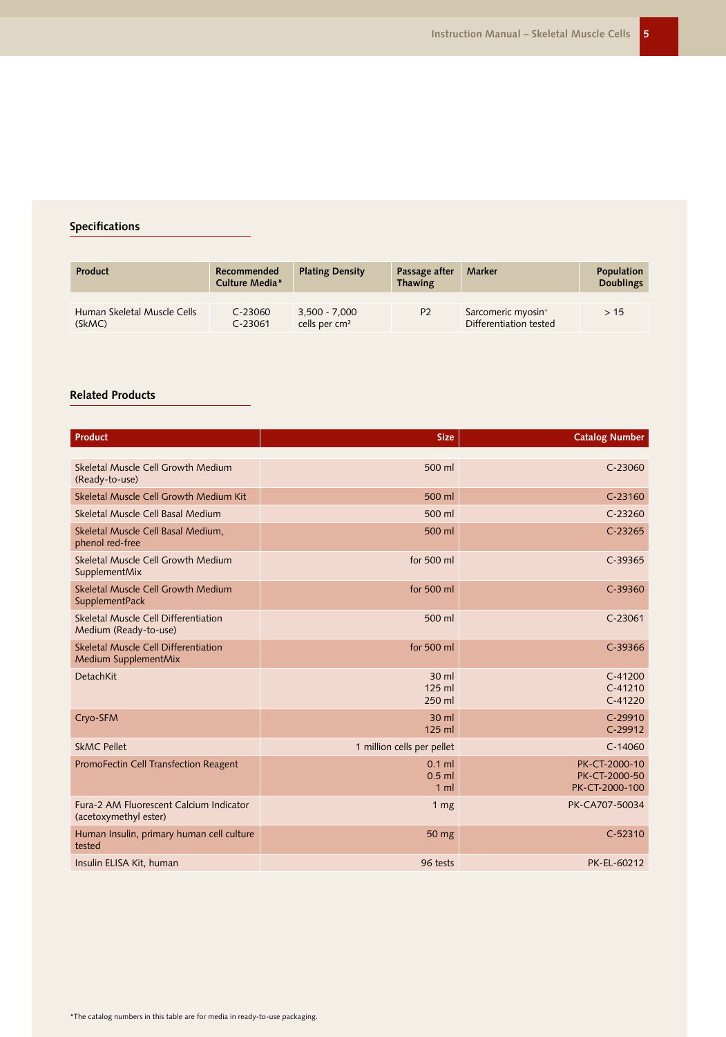## Specifications

| Product | Recommended Culture Media* | Plating Density | Passage after Thawing | Marker | Population Doublings |
|---|---|---|---|---|---|
| Human Skeletal Muscle Cells (SkMC) | C-23060<br>C-23061 | 3,500 - 7,000 cells per cm² | P2 | Sarcomeric myosin⁺<br>Differentiation tested | > 15 |

## Related Products

| Product | Size | Catalog Number |
|---|---|---|
| Skeletal Muscle Cell Growth Medium (Ready-to-use) | 500 ml | C-23060 |
| Skeletal Muscle Cell Growth Medium Kit | 500 ml | C-23160 |
| Skeletal Muscle Cell Basal Medium | 500 ml | C-23260 |
| Skeletal Muscle Cell Basal Medium, phenol red-free | 500 ml | C-23265 |
| Skeletal Muscle Cell Growth Medium SupplementMix | for 500 ml | C-39365 |
| Skeletal Muscle Cell Growth Medium SupplementPack | for 500 ml | C-39360 |
| Skeletal Muscle Cell Differentiation Medium (Ready-to-use) | 500 ml | C-23061 |
| Skeletal Muscle Cell Differentiation Medium SupplementMix | for 500 ml | C-39366 |
| DetachKit | 30 ml<br>125 ml<br>250 ml | C-41200<br>C-41210<br>C-41220 |
| Cryo-SFM | 30 ml<br>125 ml | C-29910<br>C-29912 |
| SkMC Pellet | 1 million cells per pellet | C-14060 |
| PromoFectin Cell Transfection Reagent | 0.1 ml<br>0.5 ml<br>1 ml | PK-CT-2000-10<br>PK-CT-2000-50<br>PK-CT-2000-100 |
| Fura-2 AM Fluorescent Calcium Indicator (acetoxymethyl ester) | 1 mg | PK-CA707-50034 |
| Human Insulin, primary human cell culture tested | 50 mg | C-52310 |
| Insulin ELISA Kit, human | 96 tests | PK-EL-60212 |

*The catalog numbers in this table are for media in ready-to-use packaging.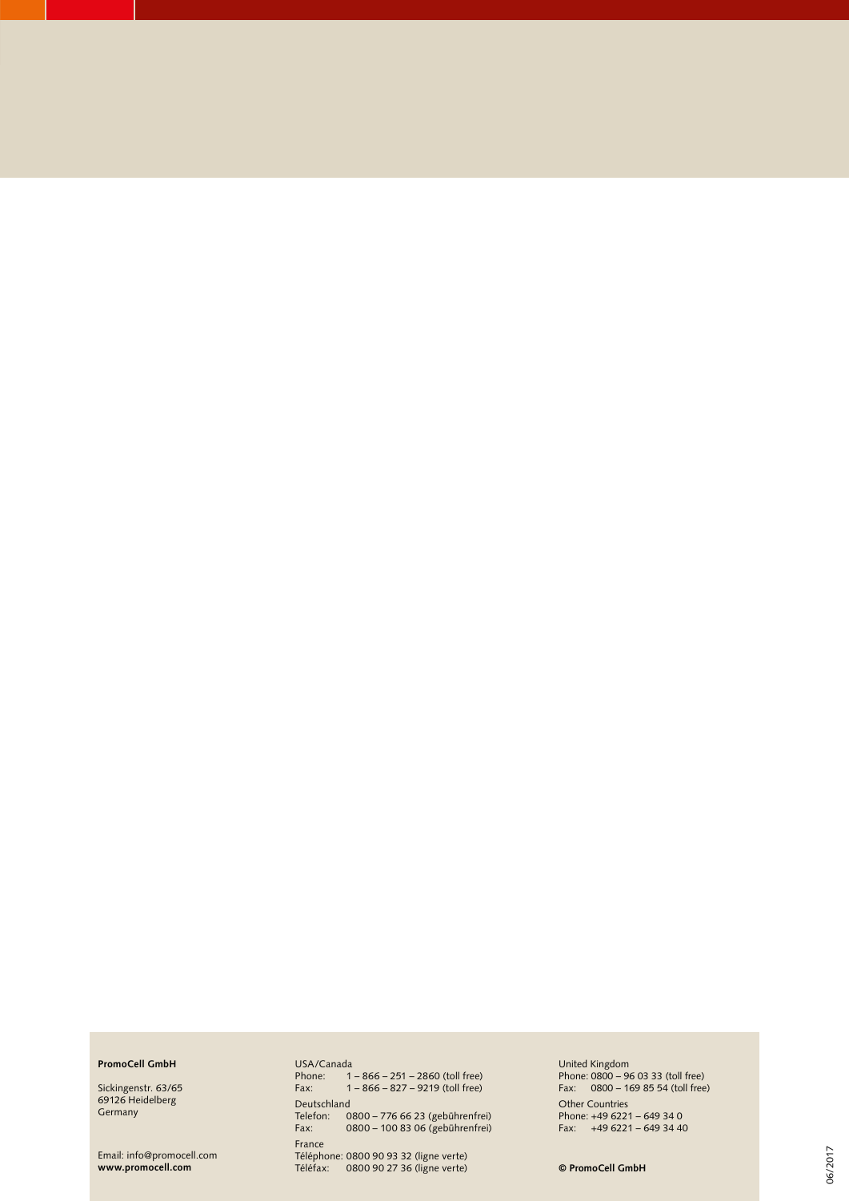**PromoCell GmbH**

Sickingenstr. 63/65
69126 Heidelberg
Germany

Email: info@promocell.com
**www.promocell.com**

USA/Canada
Phone: 1 – 866 – 251 – 2860 (toll free)
Fax: 1 – 866 – 827 – 9219 (toll free)

Deutschland
Telefon: 0800 – 776 66 23 (gebührenfrei)
Fax: 0800 – 100 83 06 (gebührenfrei)

France
Téléphone: 0800 90 93 32 (ligne verte)
Téléfax: 0800 90 27 36 (ligne verte)

United Kingdom
Phone: 0800 – 96 03 33 (toll free)
Fax: 0800 – 169 85 54 (toll free)

Other Countries
Phone: +49 6221 – 649 34 0
Fax: +49 6221 – 649 34 40

**© PromoCell GmbH**

06/2017